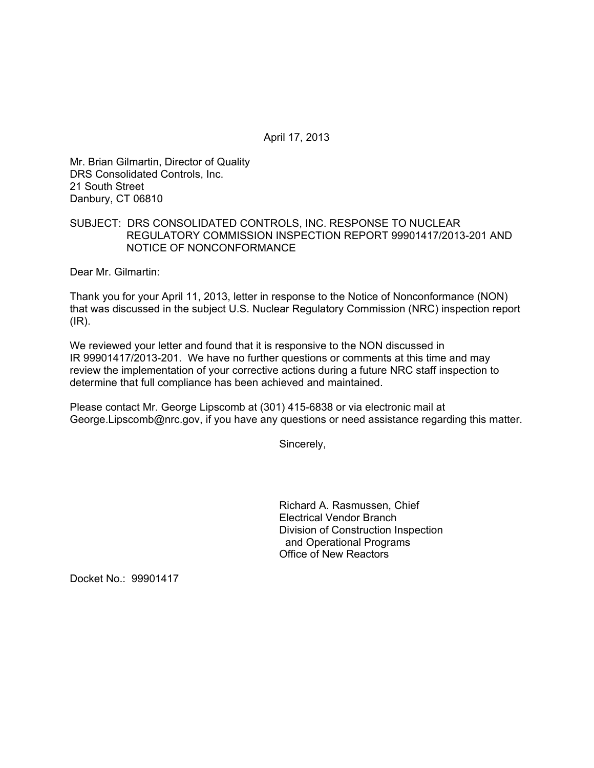April 17, 2013

Mr. Brian Gilmartin, Director of Quality
DRS Consolidated Controls, Inc.
21 South Street
Danbury, CT 06810

SUBJECT: DRS CONSOLIDATED CONTROLS, INC. RESPONSE TO NUCLEAR REGULATORY COMMISSION INSPECTION REPORT 99901417/2013-201 AND NOTICE OF NONCONFORMANCE

Dear Mr. Gilmartin:

Thank you for your April 11, 2013, letter in response to the Notice of Nonconformance (NON) that was discussed in the subject U.S. Nuclear Regulatory Commission (NRC) inspection report (IR).

We reviewed your letter and found that it is responsive to the NON discussed in IR 99901417/2013-201. We have no further questions or comments at this time and may review the implementation of your corrective actions during a future NRC staff inspection to determine that full compliance has been achieved and maintained.

Please contact Mr. George Lipscomb at (301) 415-6838 or via electronic mail at George.Lipscomb@nrc.gov, if you have any questions or need assistance regarding this matter.

Sincerely,

Richard A. Rasmussen, Chief
Electrical Vendor Branch
Division of Construction Inspection
and Operational Programs
Office of New Reactors

Docket No.: 99901417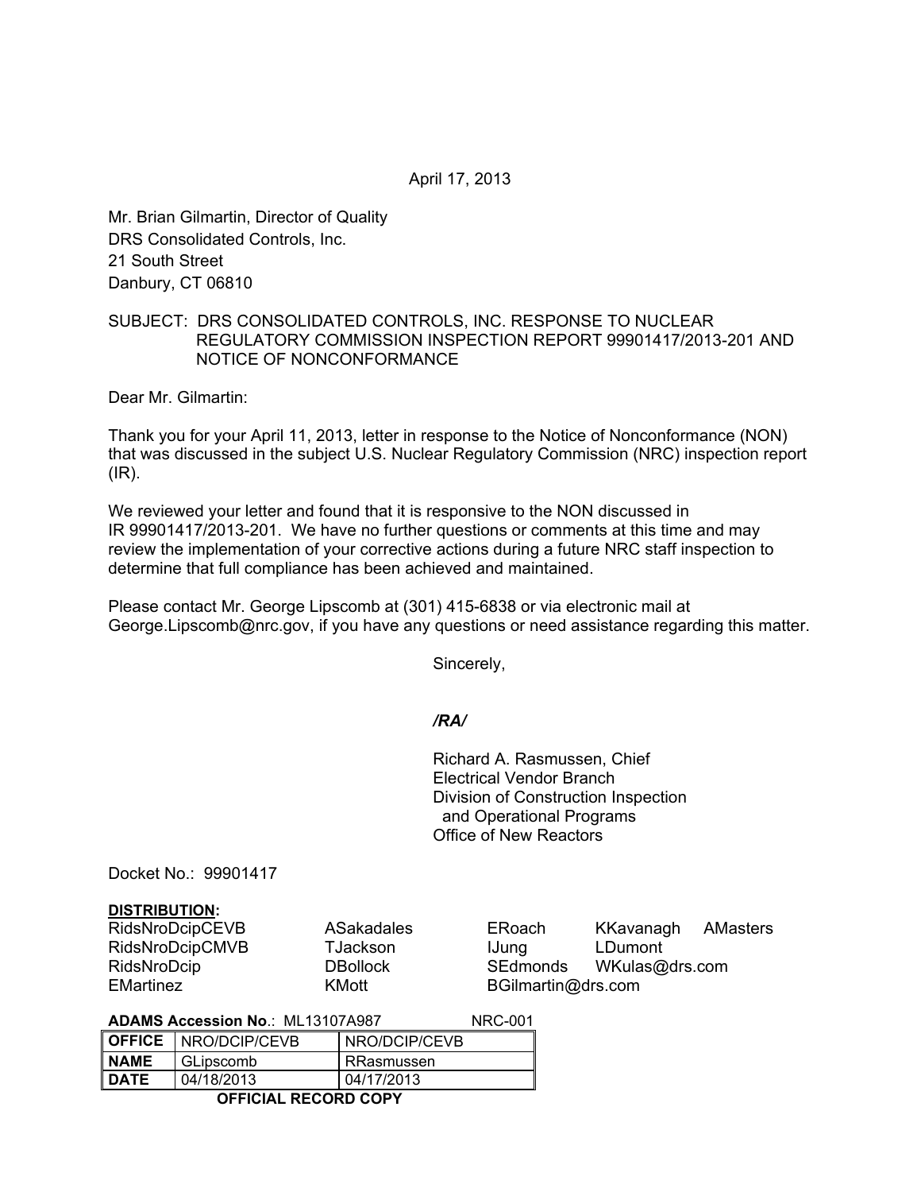April 17, 2013

Mr. Brian Gilmartin, Director of Quality
DRS Consolidated Controls, Inc.
21 South Street
Danbury, CT 06810

SUBJECT: DRS CONSOLIDATED CONTROLS, INC. RESPONSE TO NUCLEAR REGULATORY COMMISSION INSPECTION REPORT 99901417/2013-201 AND NOTICE OF NONCONFORMANCE

Dear Mr. Gilmartin:

Thank you for your April 11, 2013, letter in response to the Notice of Nonconformance (NON) that was discussed in the subject U.S. Nuclear Regulatory Commission (NRC) inspection report (IR).

We reviewed your letter and found that it is responsive to the NON discussed in IR 99901417/2013-201. We have no further questions or comments at this time and may review the implementation of your corrective actions during a future NRC staff inspection to determine that full compliance has been achieved and maintained.

Please contact Mr. George Lipscomb at (301) 415-6838 or via electronic mail at George.Lipscomb@nrc.gov, if you have any questions or need assistance regarding this matter.

Sincerely,

*/RA/*

Richard A. Rasmussen, Chief
Electrical Vendor Branch
Division of Construction Inspection
and Operational Programs
Office of New Reactors

Docket No.: 99901417

**DISTRIBUTION:**

| | | | | |
|---|---|---|---|---|
| RidsNroDcipCEVB | ASakadales | ERoach | KKavanagh | AMasters |
| RidsNroDcipCMVB | TJackson | IJung | LDumont | |
| RidsNroDcip | DBollock | SEdmonds | WKulas@drs.com | |
| EMartinez | KMott | BGilmartin@drs.com | | |

**ADAMS Accession No**.: ML13107A987 NRC-001

| **OFFICE** | NRO/DCIP/CEVB | NRO/DCIP/CEVB |
|---|---|---|
| **NAME** | GLipscomb | RRasmussen |
| **DATE** | 04/18/2013 | 04/17/2013 |

**OFFICIAL RECORD COPY**